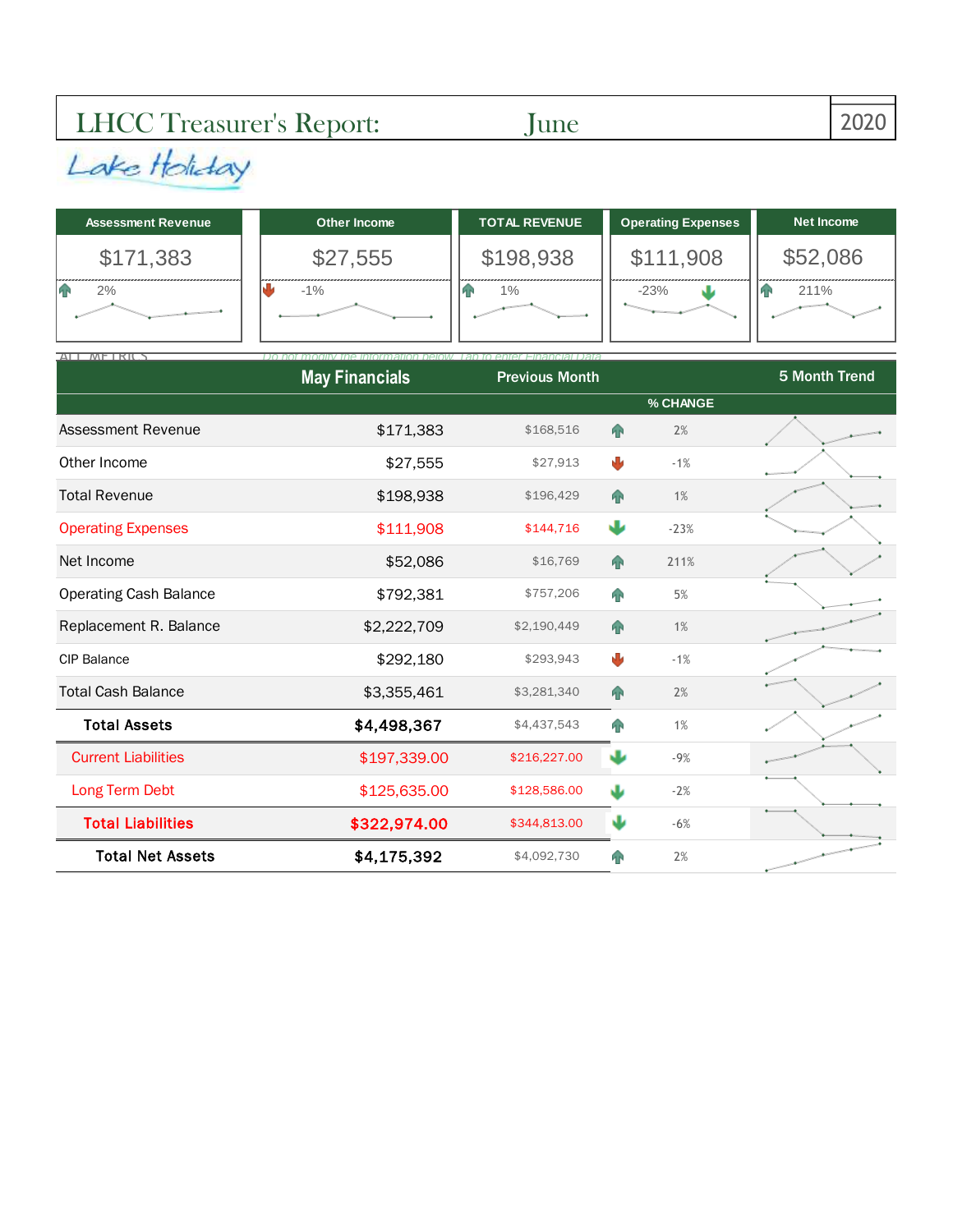# LHCC Treasurer's Report: June 2020

Lake Holiday

| Assessment Revenue | Other Income | TOTAL REVENUE | Operating Expenses | Net Income |
|---|---|---|---|---|
| $171,383 | $27,555 | $198,938 | $111,908 | $52,086 |
| 2% | -1% | 1% | -23% | 211% |

ALL METRICS

*Do not modify the information below. Tab to enter Financial Data*

| | May Financials | Previous Month | % CHANGE | 5 Month Trend |
|---|---|---|---|---|
| Assessment Revenue | $171,383 | $168,516 | 2% | |
| Other Income | $27,555 | $27,913 | -1% | |
| Total Revenue | $198,938 | $196,429 | 1% | |
| Operating Expenses | $111,908 | $144,716 | -23% | |
| Net Income | $52,086 | $16,769 | 211% | |
| Operating Cash Balance | $792,381 | $757,206 | 5% | |
| Replacement R. Balance | $2,222,709 | $2,190,449 | 1% | |
| CIP Balance | $292,180 | $293,943 | -1% | |
| Total Cash Balance | $3,355,461 | $3,281,340 | 2% | |
| **Total Assets** | **$4,498,367** | $4,437,543 | 1% | |
| Current Liabilities | $197,339.00 | $216,227.00 | -9% | |
| Long Term Debt | $125,635.00 | $128,586.00 | -2% | |
| **Total Liabilities** | **$322,974.00** | $344,813.00 | -6% | |
| **Total Net Assets** | **$4,175,392** | $4,092,730 | 2% | |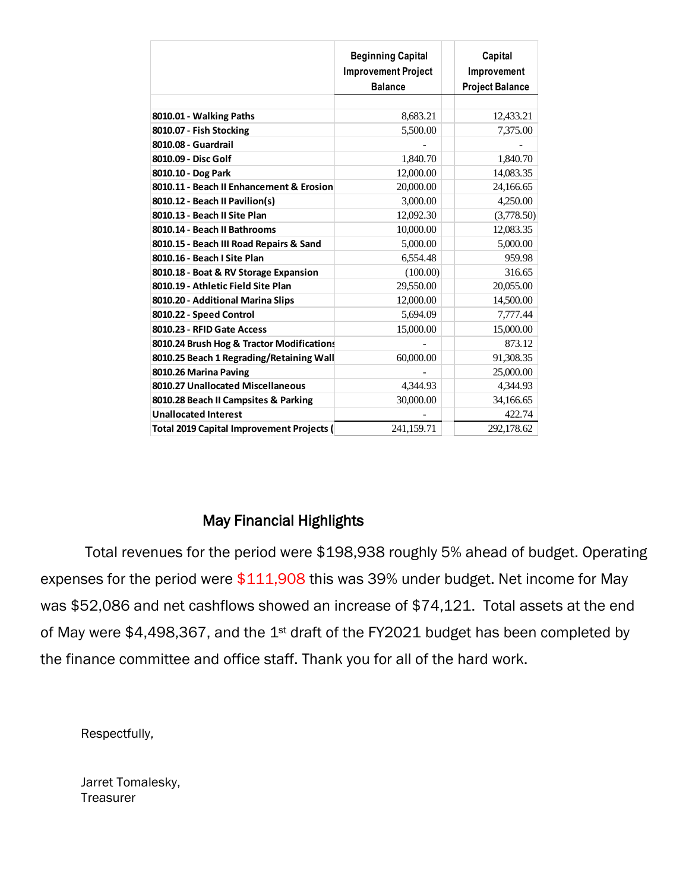| | Beginning Capital Improvement Project Balance | Capital Improvement Project Balance |
|---|---|---|
| 8010.01 - Walking Paths | 8,683.21 | 12,433.21 |
| 8010.07 - Fish Stocking | 5,500.00 | 7,375.00 |
| 8010.08 - Guardrail | - | - |
| 8010.09 - Disc Golf | 1,840.70 | 1,840.70 |
| 8010.10 - Dog Park | 12,000.00 | 14,083.35 |
| 8010.11 - Beach II Enhancement & Erosion | 20,000.00 | 24,166.65 |
| 8010.12 - Beach II Pavilion(s) | 3,000.00 | 4,250.00 |
| 8010.13 - Beach II Site Plan | 12,092.30 | (3,778.50) |
| 8010.14 - Beach II Bathrooms | 10,000.00 | 12,083.35 |
| 8010.15 - Beach III Road Repairs & Sand | 5,000.00 | 5,000.00 |
| 8010.16 - Beach I Site Plan | 6,554.48 | 959.98 |
| 8010.18 - Boat & RV Storage Expansion | (100.00) | 316.65 |
| 8010.19 - Athletic Field Site Plan | 29,550.00 | 20,055.00 |
| 8010.20 - Additional Marina Slips | 12,000.00 | 14,500.00 |
| 8010.22 - Speed Control | 5,694.09 | 7,777.44 |
| 8010.23 - RFID Gate Access | 15,000.00 | 15,000.00 |
| 8010.24 Brush Hog & Tractor Modifications | - | 873.12 |
| 8010.25 Beach 1 Regrading/Retaining Wall | 60,000.00 | 91,308.35 |
| 8010.26 Marina Paving | - | 25,000.00 |
| 8010.27 Unallocated Miscellaneous | 4,344.93 | 4,344.93 |
| 8010.28 Beach II Campsites & Parking | 30,000.00 | 34,166.65 |
| Unallocated Interest | - | 422.74 |
| Total 2019 Capital Improvement Projects ( | 241,159.71 | 292,178.62 |

## May Financial Highlights

Total revenues for the period were $198,938 roughly 5% ahead of budget. Operating expenses for the period were $111,908 this was 39% under budget. Net income for May was $52,086 and net cashflows showed an increase of $74,121. Total assets at the end of May were $4,498,367, and the 1st draft of the FY2021 budget has been completed by the finance committee and office staff. Thank you for all of the hard work.

Respectfully,

Jarret Tomalesky,
Treasurer